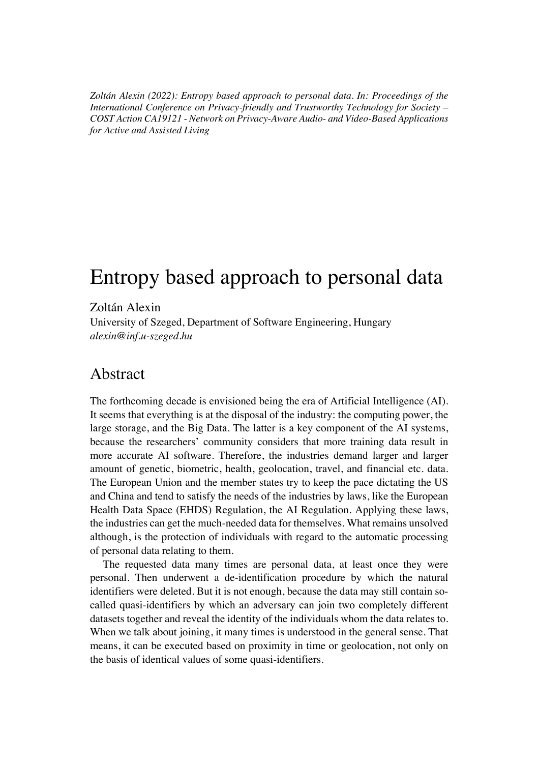*Zoltán Alexin (2022): Entropy based approach to personal data. In: Proceedings of the International Conference on Privacy-friendly and Trustworthy Technology for Society – COST Action CA19121 - Network on Privacy-Aware Audio- and Video-Based Applications for Active and Assisted Living*

# Entropy based approach to personal data

Zoltán Alexin

University of Szeged, Department of Software Engineering, Hungary

*alexin@inf.u-szeged.hu*

## Abstract

The forthcoming decade is envisioned being the era of Artificial Intelligence (AI). It seems that everything is at the disposal of the industry: the computing power, the large storage, and the Big Data. The latter is a key component of the AI systems, because the researchers' community considers that more training data result in more accurate AI software. Therefore, the industries demand larger and larger amount of genetic, biometric, health, geolocation, travel, and financial etc. data. The European Union and the member states try to keep the pace dictating the US and China and tend to satisfy the needs of the industries by laws, like the European Health Data Space (EHDS) Regulation, the AI Regulation. Applying these laws, the industries can get the much-needed data for themselves. What remains unsolved although, is the protection of individuals with regard to the automatic processing of personal data relating to them.

The requested data many times are personal data, at least once they were personal. Then underwent a de-identification procedure by which the natural identifiers were deleted. But it is not enough, because the data may still contain so-called quasi-identifiers by which an adversary can join two completely different datasets together and reveal the identity of the individuals whom the data relates to. When we talk about joining, it many times is understood in the general sense. That means, it can be executed based on proximity in time or geolocation, not only on the basis of identical values of some quasi-identifiers.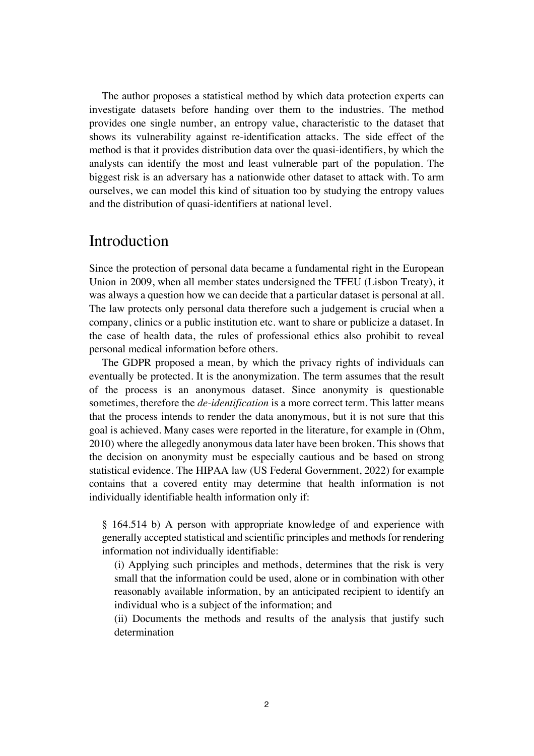The author proposes a statistical method by which data protection experts can investigate datasets before handing over them to the industries. The method provides one single number, an entropy value, characteristic to the dataset that shows its vulnerability against re-identification attacks. The side effect of the method is that it provides distribution data over the quasi-identifiers, by which the analysts can identify the most and least vulnerable part of the population. The biggest risk is an adversary has a nationwide other dataset to attack with. To arm ourselves, we can model this kind of situation too by studying the entropy values and the distribution of quasi-identifiers at national level.

# Introduction

Since the protection of personal data became a fundamental right in the European Union in 2009, when all member states undersigned the TFEU (Lisbon Treaty), it was always a question how we can decide that a particular dataset is personal at all. The law protects only personal data therefore such a judgement is crucial when a company, clinics or a public institution etc. want to share or publicize a dataset. In the case of health data, the rules of professional ethics also prohibit to reveal personal medical information before others.

The GDPR proposed a mean, by which the privacy rights of individuals can eventually be protected. It is the anonymization. The term assumes that the result of the process is an anonymous dataset. Since anonymity is questionable sometimes, therefore the *de-identification* is a more correct term. This latter means that the process intends to render the data anonymous, but it is not sure that this goal is achieved. Many cases were reported in the literature, for example in (Ohm, 2010) where the allegedly anonymous data later have been broken. This shows that the decision on anonymity must be especially cautious and be based on strong statistical evidence. The HIPAA law (US Federal Government, 2022) for example contains that a covered entity may determine that health information is not individually identifiable health information only if:

> § 164.514 b) A person with appropriate knowledge of and experience with generally accepted statistical and scientific principles and methods for rendering information not individually identifiable:
>
> (i) Applying such principles and methods, determines that the risk is very small that the information could be used, alone or in combination with other reasonably available information, by an anticipated recipient to identify an individual who is a subject of the information; and
>
> (ii) Documents the methods and results of the analysis that justify such determination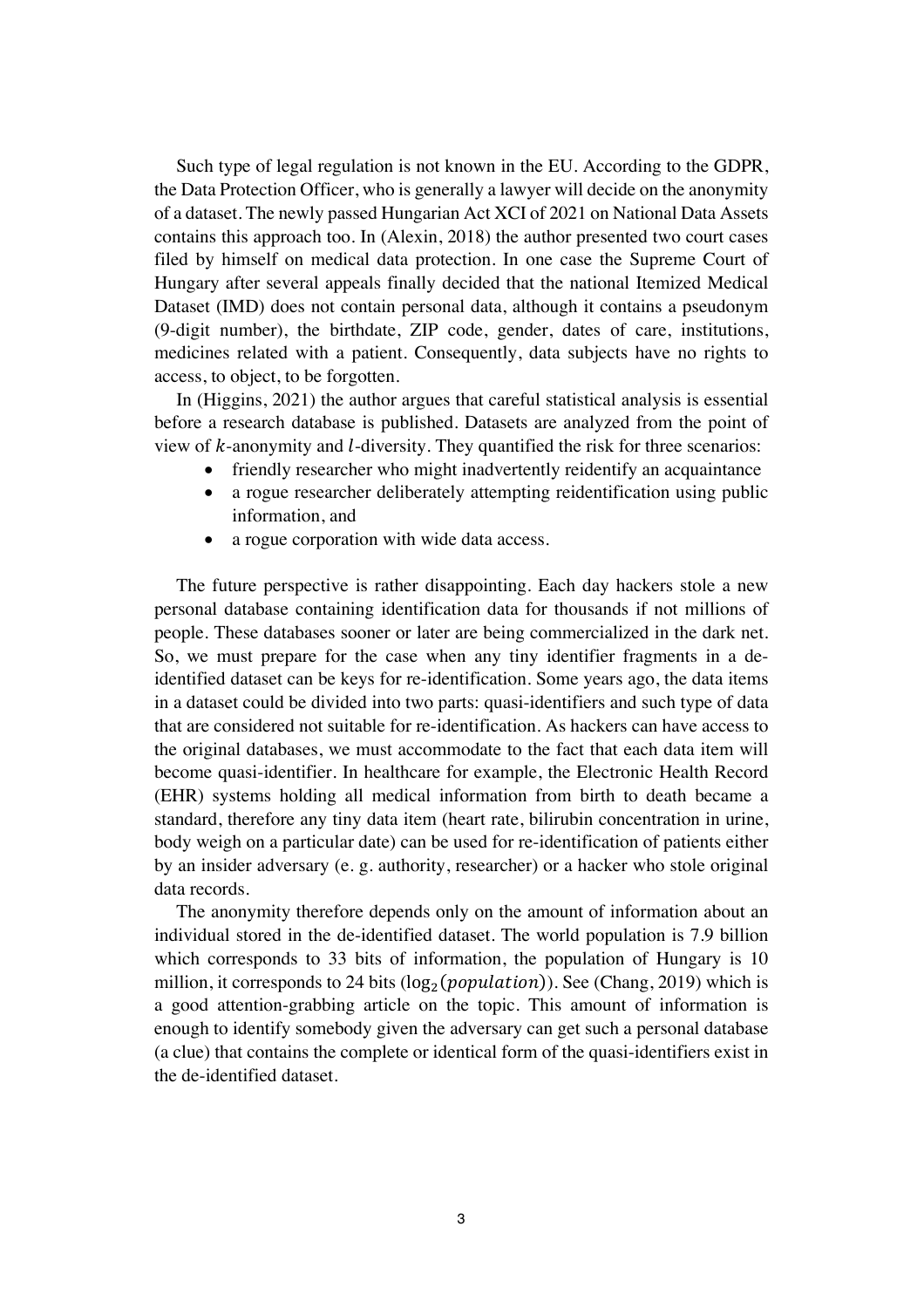Such type of legal regulation is not known in the EU. According to the GDPR, the Data Protection Officer, who is generally a lawyer will decide on the anonymity of a dataset. The newly passed Hungarian Act XCI of 2021 on National Data Assets contains this approach too. In (Alexin, 2018) the author presented two court cases filed by himself on medical data protection. In one case the Supreme Court of Hungary after several appeals finally decided that the national Itemized Medical Dataset (IMD) does not contain personal data, although it contains a pseudonym (9-digit number), the birthdate, ZIP code, gender, dates of care, institutions, medicines related with a patient. Consequently, data subjects have no rights to access, to object, to be forgotten.

In (Higgins, 2021) the author argues that careful statistical analysis is essential before a research database is published. Datasets are analyzed from the point of view of $k$-anonymity and $l$-diversity. They quantified the risk for three scenarios:

- friendly researcher who might inadvertently reidentify an acquaintance
- a rogue researcher deliberately attempting reidentification using public information, and
- a rogue corporation with wide data access.

The future perspective is rather disappointing. Each day hackers stole a new personal database containing identification data for thousands if not millions of people. These databases sooner or later are being commercialized in the dark net. So, we must prepare for the case when any tiny identifier fragments in a de-identified dataset can be keys for re-identification. Some years ago, the data items in a dataset could be divided into two parts: quasi-identifiers and such type of data that are considered not suitable for re-identification. As hackers can have access to the original databases, we must accommodate to the fact that each data item will become quasi-identifier. In healthcare for example, the Electronic Health Record (EHR) systems holding all medical information from birth to death became a standard, therefore any tiny data item (heart rate, bilirubin concentration in urine, body weigh on a particular date) can be used for re-identification of patients either by an insider adversary (e. g. authority, researcher) or a hacker who stole original data records.

The anonymity therefore depends only on the amount of information about an individual stored in the de-identified dataset. The world population is 7.9 billion which corresponds to 33 bits of information, the population of Hungary is 10 million, it corresponds to 24 bits ($\log_2(population)$). See (Chang, 2019) which is a good attention-grabbing article on the topic. This amount of information is enough to identify somebody given the adversary can get such a personal database (a clue) that contains the complete or identical form of the quasi-identifiers exist in the de-identified dataset.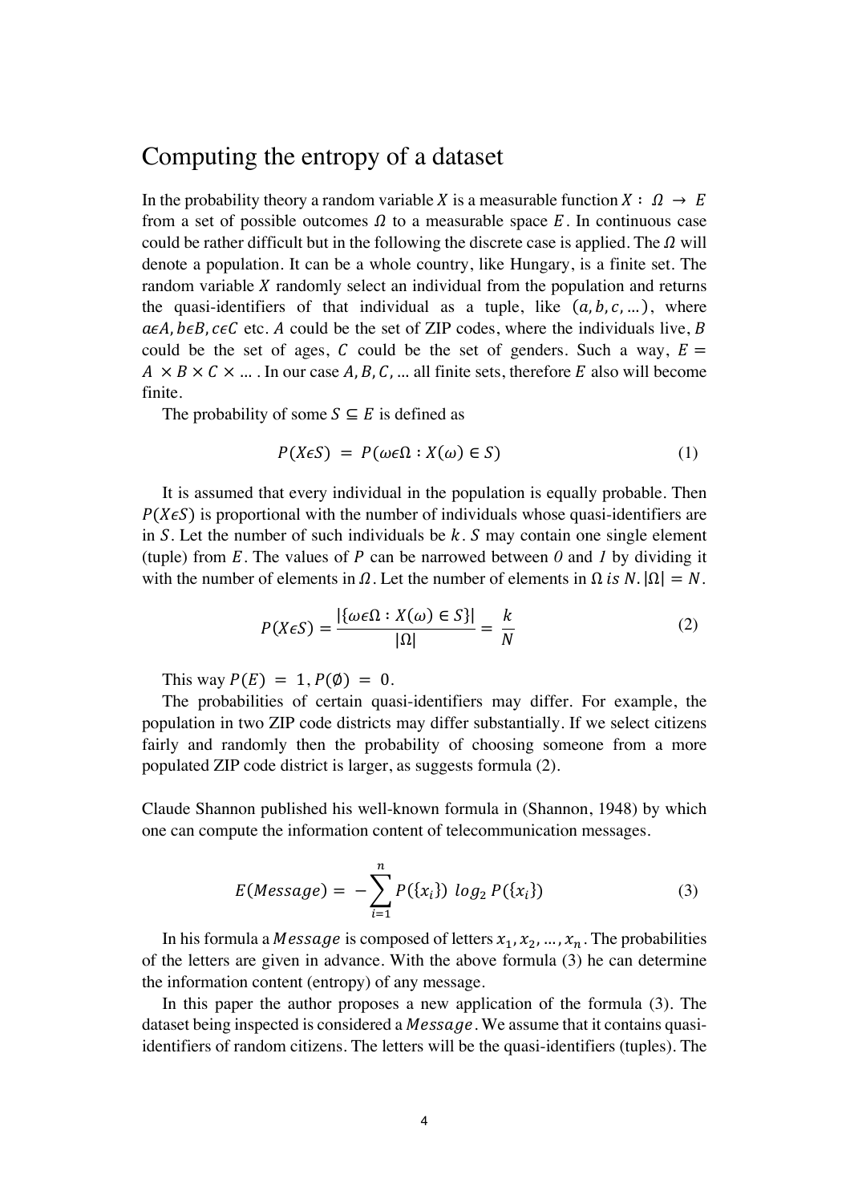## Computing the entropy of a dataset

In the probability theory a random variable $X$ is a measurable function $X : \Omega \rightarrow E$ from a set of possible outcomes $\Omega$ to a measurable space $E$. In continuous case could be rather difficult but in the following the discrete case is applied. The $\Omega$ will denote a population. It can be a whole country, like Hungary, is a finite set. The random variable $X$ randomly select an individual from the population and returns the quasi-identifiers of that individual as a tuple, like $(a, b, c, \ldots)$, where $a \epsilon A, b \epsilon B, c \epsilon C$ etc. $A$ could be the set of ZIP codes, where the individuals live, $B$ could be the set of ages, $C$ could be the set of genders. Such a way, $E = A \times B \times C \times \ldots$ . In our case $A, B, C, \ldots$ all finite sets, therefore $E$ also will become finite.

The probability of some $S \subseteq E$ is defined as

$$P(X \epsilon S) = P(\omega \epsilon \Omega : X(\omega) \in S) \tag{1}$$

It is assumed that every individual in the population is equally probable. Then $P(X \epsilon S)$ is proportional with the number of individuals whose quasi-identifiers are in $S$. Let the number of such individuals be $k$. $S$ may contain one single element (tuple) from $E$. The values of $P$ can be narrowed between *0* and *1* by dividing it with the number of elements in $\Omega$. Let the number of elements in $\Omega$ $is$ $N$. $|\Omega| = N$.

$$P(X \epsilon S) = \frac{|\{\omega \epsilon \Omega : X(\omega) \in S\}|}{|\Omega|} = \frac{k}{N} \tag{2}$$

This way $P(E) = 1, P(\emptyset) = 0$.

The probabilities of certain quasi-identifiers may differ. For example, the population in two ZIP code districts may differ substantially. If we select citizens fairly and randomly then the probability of choosing someone from a more populated ZIP code district is larger, as suggests formula (2).

Claude Shannon published his well-known formula in (Shannon, 1948) by which one can compute the information content of telecommunication messages.

$$E(Message) = -\sum_{i=1}^{n} P(\{x_i\}) \; log_2 \, P(\{x_i\}) \tag{3}$$

In his formula a $Message$ is composed of letters $x_1, x_2, \ldots, x_n$. The probabilities of the letters are given in advance. With the above formula (3) he can determine the information content (entropy) of any message.

In this paper the author proposes a new application of the formula (3). The dataset being inspected is considered a $Message$. We assume that it contains quasi-identifiers of random citizens. The letters will be the quasi-identifiers (tuples). The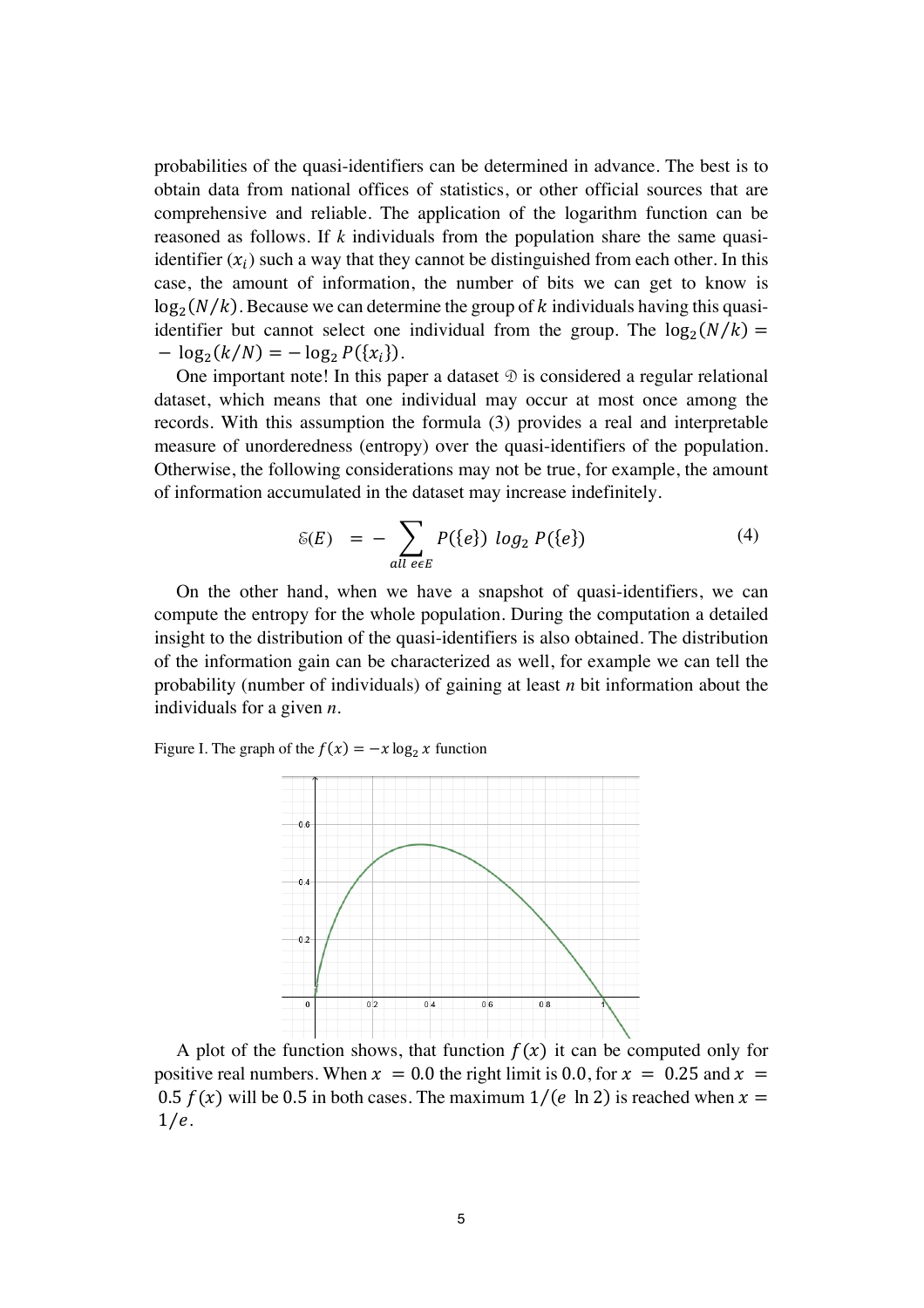probabilities of the quasi-identifiers can be determined in advance. The best is to obtain data from national offices of statistics, or other official sources that are comprehensive and reliable. The application of the logarithm function can be reasoned as follows. If $k$ individuals from the population share the same quasi-identifier ($x_i$) such a way that they cannot be distinguished from each other. In this case, the amount of information, the number of bits we can get to know is $\log_2(N/k)$. Because we can determine the group of $k$ individuals having this quasi-identifier but cannot select one individual from the group. The $\log_2(N/k) = -\log_2(k/N) = -\log_2 P(\{x_i\})$.

One important note! In this paper a dataset $\mathfrak{D}$ is considered a regular relational dataset, which means that one individual may occur at most once among the records. With this assumption the formula (3) provides a real and interpretable measure of unorderedness (entropy) over the quasi-identifiers of the population. Otherwise, the following considerations may not be true, for example, the amount of information accumulated in the dataset may increase indefinitely.

$$\mathcal{E}(E) \;=\; -\sum_{all\ e\epsilon E} P(\{e\})\ log_2\ P(\{e\}) \tag{4}$$

On the other hand, when we have a snapshot of quasi-identifiers, we can compute the entropy for the whole population. During the computation a detailed insight to the distribution of the quasi-identifiers is also obtained. The distribution of the information gain can be characterized as well, for example we can tell the probability (number of individuals) of gaining at least *n* bit information about the individuals for a given *n*.

Figure I. The graph of the $f(x) = -x\log_2 x$ function

A plot of the function shows, that function $f(x)$ it can be computed only for positive real numbers. When $x = 0.0$ the right limit is $0.0$, for $x = 0.25$ and $x = 0.5$ $f(x)$ will be 0.5 in both cases. The maximum $1/(e\ \ln 2)$ is reached when $x = 1/e$.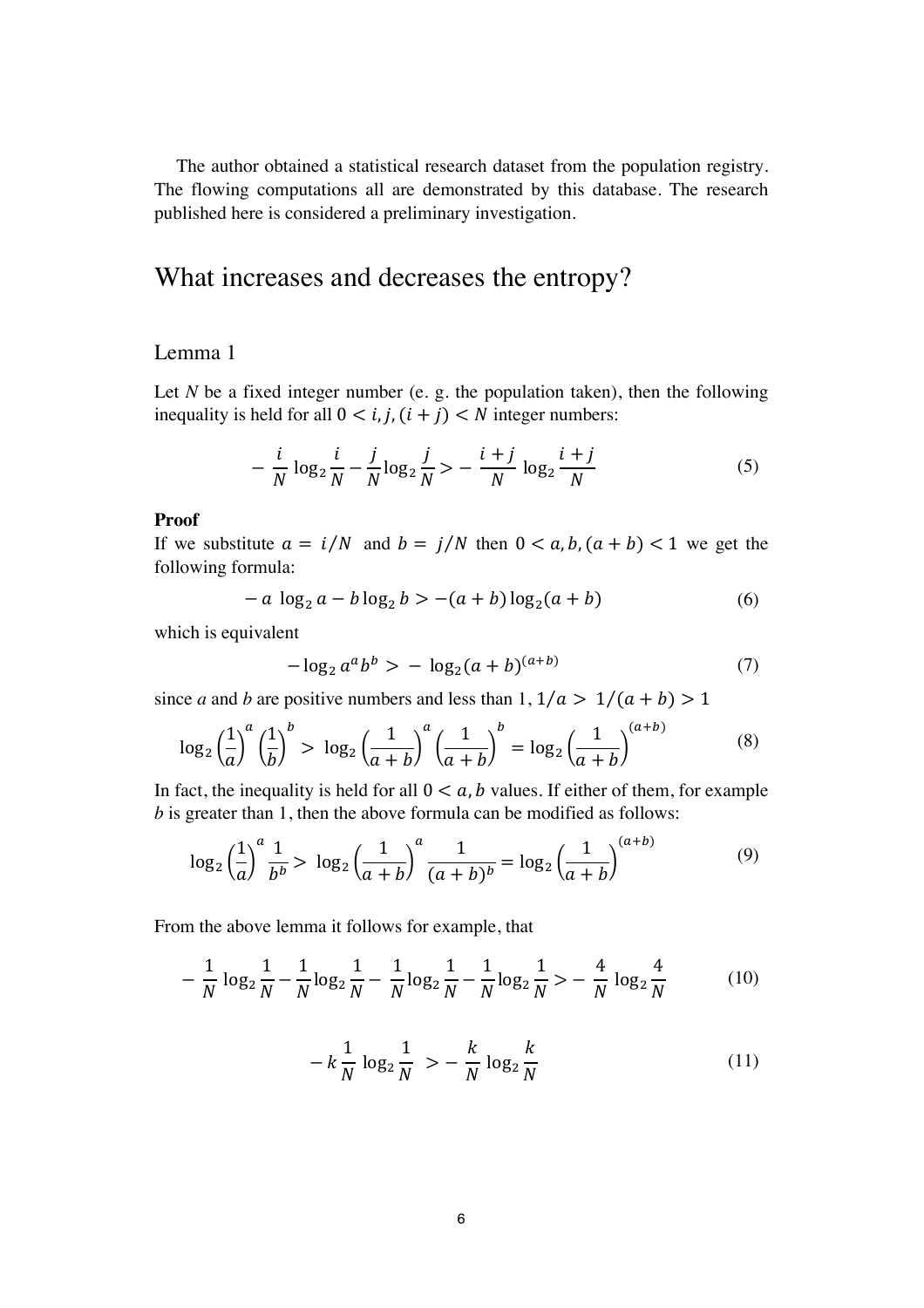The author obtained a statistical research dataset from the population registry. The flowing computations all are demonstrated by this database. The research published here is considered a preliminary investigation.

# What increases and decreases the entropy?

## Lemma 1

Let $N$ be a fixed integer number (e. g. the population taken), then the following inequality is held for all $0 < i, j, (i + j) < N$ integer numbers:

$$- \frac{i}{N} \log_2 \frac{i}{N} - \frac{j}{N} \log_2 \frac{j}{N} > - \frac{i+j}{N} \log_2 \frac{i+j}{N} \tag{5}$$

**Proof**

If we substitute $a = i/N$ and $b = j/N$ then $0 < a, b, (a + b) < 1$ we get the following formula:

$$- a \log_2 a - b \log_2 b > -(a + b) \log_2 (a + b) \tag{6}$$

which is equivalent

$$- \log_2 a^a b^b > - \log_2 (a + b)^{(a+b)} \tag{7}$$

since $a$ and $b$ are positive numbers and less than 1, $1/a > 1/(a + b) > 1$

$$\log_2 \left(\frac{1}{a}\right)^a \left(\frac{1}{b}\right)^b > \log_2 \left(\frac{1}{a+b}\right)^a \left(\frac{1}{a+b}\right)^b = \log_2 \left(\frac{1}{a+b}\right)^{(a+b)} \tag{8}$$

In fact, the inequality is held for all $0 < a, b$ values. If either of them, for example $b$ is greater than 1, then the above formula can be modified as follows:

$$\log_2 \left(\frac{1}{a}\right)^a \frac{1}{b^b} > \log_2 \left(\frac{1}{a+b}\right)^a \frac{1}{(a+b)^b} = \log_2 \left(\frac{1}{a+b}\right)^{(a+b)} \tag{9}$$

From the above lemma it follows for example, that

$$- \frac{1}{N} \log_2 \frac{1}{N} - \frac{1}{N} \log_2 \frac{1}{N} - \frac{1}{N} \log_2 \frac{1}{N} - \frac{1}{N} \log_2 \frac{1}{N} > - \frac{4}{N} \log_2 \frac{4}{N} \tag{10}$$

$$- k \frac{1}{N} \log_2 \frac{1}{N} > - \frac{k}{N} \log_2 \frac{k}{N} \tag{11}$$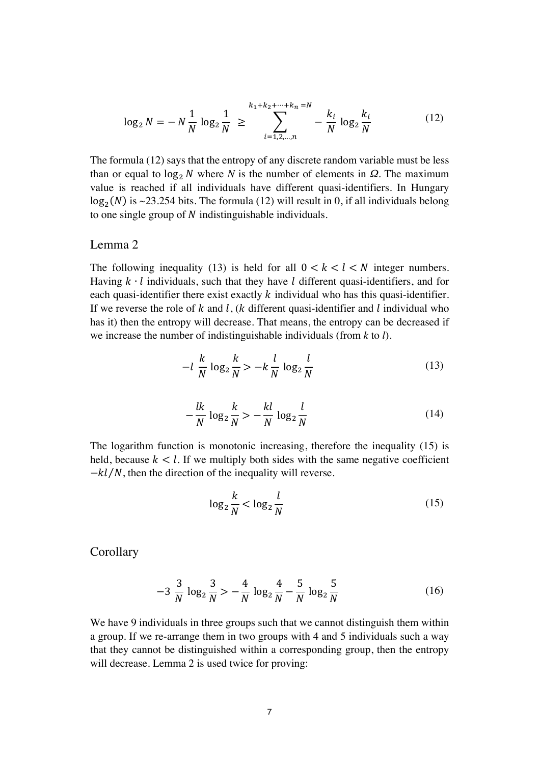$$\log_2 N = -N\frac{1}{N}\log_2\frac{1}{N} \geq \sum_{i=1,2,\ldots,n}^{k_1+k_2+\cdots+k_n=N} -\frac{k_i}{N}\log_2\frac{k_i}{N} \tag{12}$$

The formula (12) says that the entropy of any discrete random variable must be less than or equal to $\log_2 N$ where $N$ is the number of elements in $\Omega$. The maximum value is reached if all individuals have different quasi-identifiers. In Hungary $\log_2(N)$ is ~23.254 bits. The formula (12) will result in 0, if all individuals belong to one single group of $N$ indistinguishable individuals.

## Lemma 2

The following inequality (13) is held for all $0 < k < l < N$ integer numbers. Having $k \cdot l$ individuals, such that they have $l$ different quasi-identifiers, and for each quasi-identifier there exist exactly $k$ individual who has this quasi-identifier. If we reverse the role of $k$ and $l$, ($k$ different quasi-identifier and $l$ individual who has it) then the entropy will decrease. That means, the entropy can be decreased if we increase the number of indistinguishable individuals (from *k* to *l*).

$$-l\,\frac{k}{N}\log_2\frac{k}{N} > -k\,\frac{l}{N}\log_2\frac{l}{N} \tag{13}$$

$$-\frac{lk}{N}\log_2\frac{k}{N} > -\frac{kl}{N}\log_2\frac{l}{N} \tag{14}$$

The logarithm function is monotonic increasing, therefore the inequality (15) is held, because $k < l$. If we multiply both sides with the same negative coefficient $-kl/N$, then the direction of the inequality will reverse.

$$\log_2\frac{k}{N} < \log_2\frac{l}{N} \tag{15}$$

## Corollary

$$-3\,\frac{3}{N}\log_2\frac{3}{N} > -\frac{4}{N}\log_2\frac{4}{N} - \frac{5}{N}\log_2\frac{5}{N} \tag{16}$$

We have 9 individuals in three groups such that we cannot distinguish them within a group. If we re-arrange them in two groups with 4 and 5 individuals such a way that they cannot be distinguished within a corresponding group, then the entropy will decrease. Lemma 2 is used twice for proving: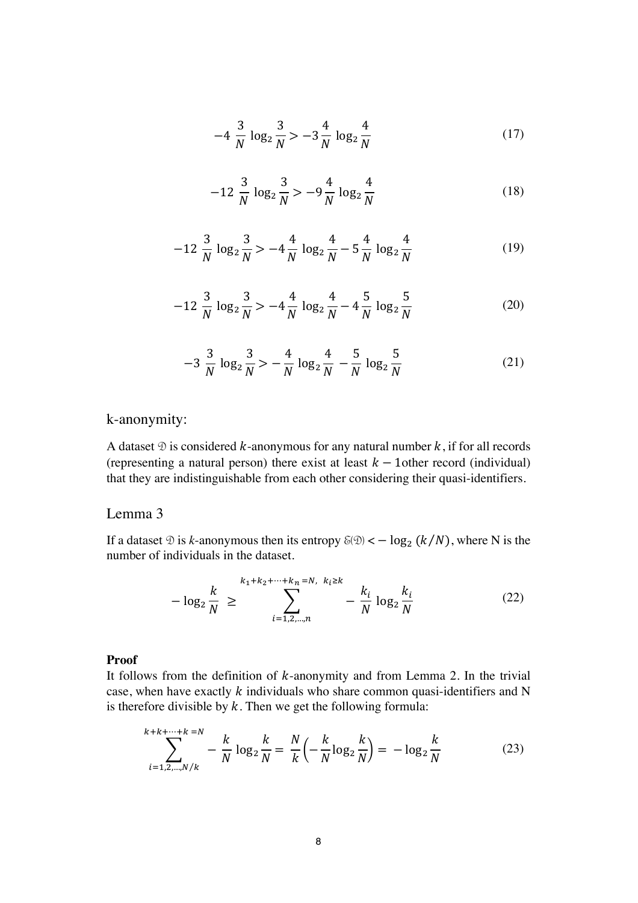$$-4\ \frac{3}{N}\ \log_2 \frac{3}{N} > -3\frac{4}{N}\ \log_2 \frac{4}{N} \tag{17}$$

$$-12\ \frac{3}{N}\ \log_2 \frac{3}{N} > -9\frac{4}{N}\ \log_2 \frac{4}{N} \tag{18}$$

$$-12\ \frac{3}{N}\ \log_2 \frac{3}{N} > -4\frac{4}{N}\ \log_2 \frac{4}{N} - 5\frac{4}{N}\ \log_2 \frac{4}{N} \tag{19}$$

$$-12\ \frac{3}{N}\ \log_2 \frac{3}{N} > -4\frac{4}{N}\ \log_2 \frac{4}{N} - 4\frac{5}{N}\ \log_2 \frac{5}{N} \tag{20}$$

$$-3\ \frac{3}{N}\ \log_2 \frac{3}{N} > -\frac{4}{N}\ \log_2 \frac{4}{N}\ - \frac{5}{N}\ \log_2 \frac{5}{N} \tag{21}$$

## k-anonymity:

A dataset $\mathfrak{D}$ is considered $k$-anonymous for any natural number $k$, if for all records (representing a natural person) there exist at least $k-1$other record (individual) that they are indistinguishable from each other considering their quasi-identifiers.

## Lemma 3

If a dataset $\mathfrak{D}$ is *k*-anonymous then its entropy $\mathfrak{E}(\mathfrak{D}) < -\log_2 (k/N)$, where N is the number of individuals in the dataset.

$$-\log_2 \frac{k}{N}\ \geq \sum_{i=1,2,\ldots,n}^{k_1+k_2+\cdots+k_n=N,\ \ k_i\geq k} -\ \frac{k_i}{N}\ \log_2 \frac{k_i}{N} \tag{22}$$

**Proof**

It follows from the definition of $k$-anonymity and from Lemma 2. In the trivial case, when have exactly $k$ individuals who share common quasi-identifiers and N is therefore divisible by $k$. Then we get the following formula:

$$\sum_{i=1,2,\ldots,N/k}^{k+k+\cdots+k=N} -\ \frac{k}{N}\log_2 \frac{k}{N} = \ \frac{N}{k}\left(-\frac{k}{N}\log_2 \frac{k}{N}\right) = \ -\log_2 \frac{k}{N} \tag{23}$$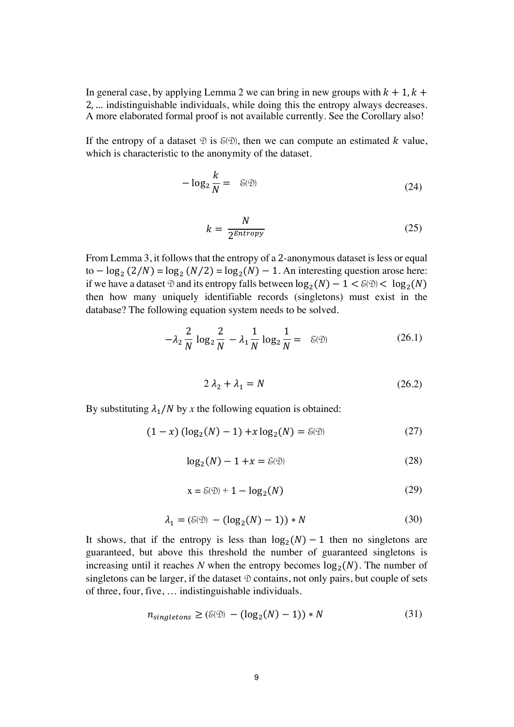In general case, by applying Lemma 2 we can bring in new groups with $k+1, k+2, \ldots$ indistinguishable individuals, while doing this the entropy always decreases. A more elaborated formal proof is not available currently. See the Corollary also!

If the entropy of a dataset $\mathfrak{D}$ is $\mathcal{E}(\mathfrak{D})$, then we can compute an estimated $k$ value, which is characteristic to the anonymity of the dataset.

$$-\log_2 \frac{k}{N} = \mathcal{E}(\mathfrak{D}) \tag{24}$$

$$k = \frac{N}{2^{Entropy}} \tag{25}$$

From Lemma 3, it follows that the entropy of a 2-anonymous dataset is less or equal to $-\log_2(2/N) = \log_2(N/2) = \log_2(N) - 1$. An interesting question arose here: if we have a dataset $\mathfrak{D}$ and its entropy falls between $\log_2(N) - 1 < \mathcal{E}(\mathfrak{D}) < \log_2(N)$ then how many uniquely identifiable records (singletons) must exist in the database? The following equation system needs to be solved.

$$-\lambda_2 \frac{2}{N} \log_2 \frac{2}{N} - \lambda_1 \frac{1}{N} \log_2 \frac{1}{N} = \mathcal{E}(\mathfrak{D}) \tag{26.1}$$

$$2\lambda_2 + \lambda_1 = N \tag{26.2}$$

By substituting $\lambda_1/N$ by $x$ the following equation is obtained:

$$(1-x)(\log_2(N) - 1) + x\log_2(N) = \mathcal{E}(\mathfrak{D}) \tag{27}$$

$$\log_2(N) - 1 + x = \mathcal{E}(\mathfrak{D}) \tag{28}$$

$$x = \mathcal{E}(\mathfrak{D}) + 1 - \log_2(N) \tag{29}$$

$$\lambda_1 = (\mathcal{E}(\mathfrak{D}) - (\log_2(N) - 1)) * N \tag{30}$$

It shows, that if the entropy is less than $\log_2(N) - 1$ then no singletons are guaranteed, but above this threshold the number of guaranteed singletons is increasing until it reaches $N$ when the entropy becomes $\log_2(N)$. The number of singletons can be larger, if the dataset $\mathfrak{D}$ contains, not only pairs, but couple of sets of three, four, five, … indistinguishable individuals.

$$n_{singletons} \geq (\mathcal{E}(\mathfrak{D}) - (\log_2(N) - 1)) * N \tag{31}$$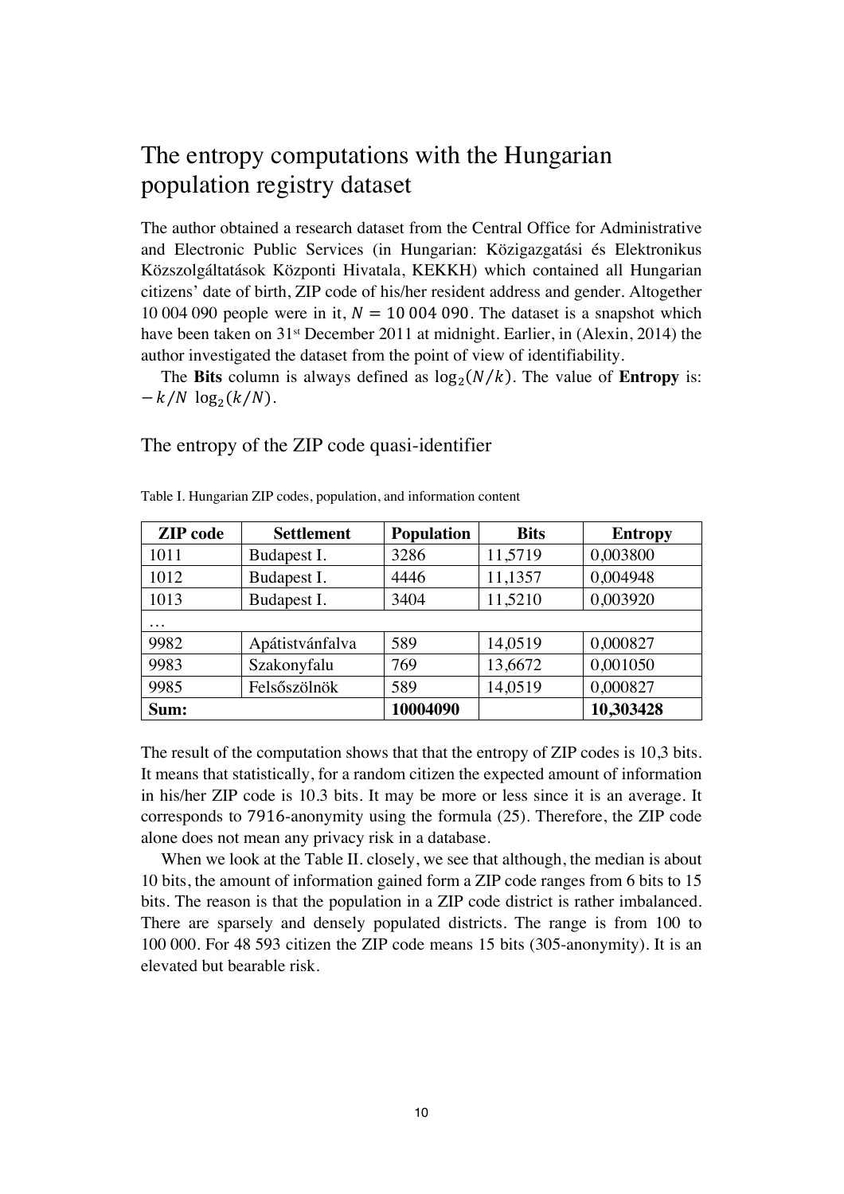## The entropy computations with the Hungarian population registry dataset

The author obtained a research dataset from the Central Office for Administrative and Electronic Public Services (in Hungarian: Közigazgatási és Elektronikus Közszolgáltatások Központi Hivatala, KEKKH) which contained all Hungarian citizens' date of birth, ZIP code of his/her resident address and gender. Altogether 10 004 090 people were in it, $N = 10\,004\,090$. The dataset is a snapshot which have been taken on 31st December 2011 at midnight. Earlier, in (Alexin, 2014) the author investigated the dataset from the point of view of identifiability.

The **Bits** column is always defined as $\log_2(N/k)$. The value of **Entropy** is: $-k/N\ \log_2(k/N)$.

### The entropy of the ZIP code quasi-identifier

Table I. Hungarian ZIP codes, population, and information content

| ZIP code | Settlement | Population | Bits | Entropy |
|---|---|---|---|---|
| 1011 | Budapest I. | 3286 | 11,5719 | 0,003800 |
| 1012 | Budapest I. | 4446 | 11,1357 | 0,004948 |
| 1013 | Budapest I. | 3404 | 11,5210 | 0,003920 |
| … | | | | |
| 9982 | Apátistvánfalva | 589 | 14,0519 | 0,000827 |
| 9983 | Szakonyfalu | 769 | 13,6672 | 0,001050 |
| 9985 | Felsőszölnök | 589 | 14,0519 | 0,000827 |
| **Sum:** | | **10004090** | | **10,303428** |

The result of the computation shows that that the entropy of ZIP codes is 10,3 bits. It means that statistically, for a random citizen the expected amount of information in his/her ZIP code is 10.3 bits. It may be more or less since it is an average. It corresponds to 7916-anonymity using the formula (25). Therefore, the ZIP code alone does not mean any privacy risk in a database.

When we look at the Table II. closely, we see that although, the median is about 10 bits, the amount of information gained form a ZIP code ranges from 6 bits to 15 bits. The reason is that the population in a ZIP code district is rather imbalanced. There are sparsely and densely populated districts. The range is from 100 to 100 000. For 48 593 citizen the ZIP code means 15 bits (305-anonymity). It is an elevated but bearable risk.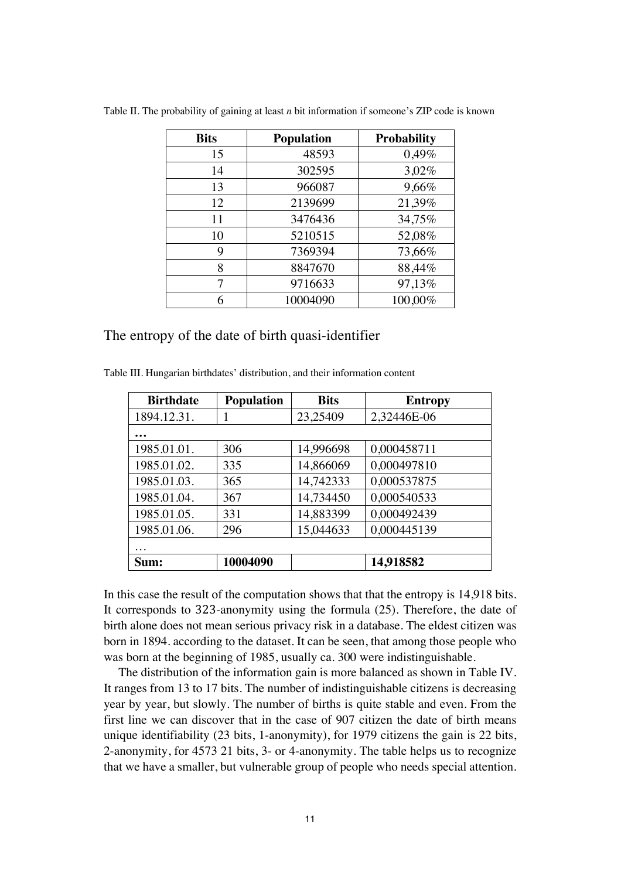Table II. The probability of gaining at least *n* bit information if someone's ZIP code is known

| Bits | Population | Probability |
|---|---|---|
| 15 | 48593 | 0,49% |
| 14 | 302595 | 3,02% |
| 13 | 966087 | 9,66% |
| 12 | 2139699 | 21,39% |
| 11 | 3476436 | 34,75% |
| 10 | 5210515 | 52,08% |
| 9 | 7369394 | 73,66% |
| 8 | 8847670 | 88,44% |
| 7 | 9716633 | 97,13% |
| 6 | 10004090 | 100,00% |

## The entropy of the date of birth quasi-identifier

Table III. Hungarian birthdates' distribution, and their information content

| Birthdate | Population | Bits | Entropy |
|---|---|---|---|
| 1894.12.31. | 1 | 23,25409 | 2,32446E-06 |
| **…** | | | |
| 1985.01.01. | 306 | 14,996698 | 0,000458711 |
| 1985.01.02. | 335 | 14,866069 | 0,000497810 |
| 1985.01.03. | 365 | 14,742333 | 0,000537875 |
| 1985.01.04. | 367 | 14,734450 | 0,000540533 |
| 1985.01.05. | 331 | 14,883399 | 0,000492439 |
| 1985.01.06. | 296 | 15,044633 | 0,000445139 |
| … | | | |
| **Sum:** | **10004090** | | **14,918582** |

In this case the result of the computation shows that that the entropy is 14,918 bits. It corresponds to 323-anonymity using the formula (25). Therefore, the date of birth alone does not mean serious privacy risk in a database. The eldest citizen was born in 1894. according to the dataset. It can be seen, that among those people who was born at the beginning of 1985, usually ca. 300 were indistinguishable.

The distribution of the information gain is more balanced as shown in Table IV. It ranges from 13 to 17 bits. The number of indistinguishable citizens is decreasing year by year, but slowly. The number of births is quite stable and even. From the first line we can discover that in the case of 907 citizen the date of birth means unique identifiability (23 bits, 1-anonymity), for 1979 citizens the gain is 22 bits, 2-anonymity, for 4573 21 bits, 3- or 4-anonymity. The table helps us to recognize that we have a smaller, but vulnerable group of people who needs special attention.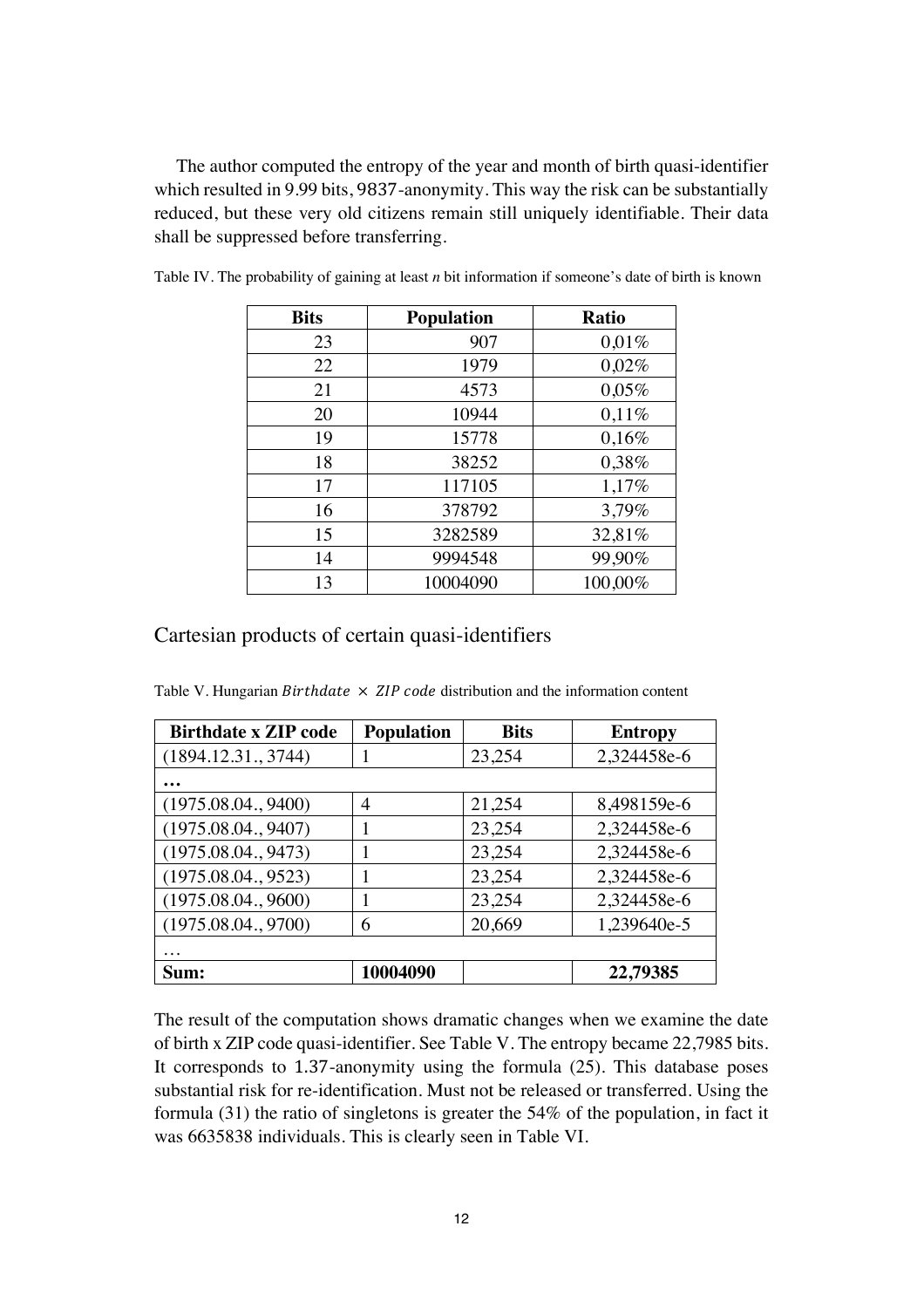The author computed the entropy of the year and month of birth quasi-identifier which resulted in 9.99 bits, 9837-anonymity. This way the risk can be substantially reduced, but these very old citizens remain still uniquely identifiable. Their data shall be suppressed before transferring.

Table IV. The probability of gaining at least *n* bit information if someone's date of birth is known

| Bits | Population | Ratio |
|---|---|---|
| 23 | 907 | 0,01% |
| 22 | 1979 | 0,02% |
| 21 | 4573 | 0,05% |
| 20 | 10944 | 0,11% |
| 19 | 15778 | 0,16% |
| 18 | 38252 | 0,38% |
| 17 | 117105 | 1,17% |
| 16 | 378792 | 3,79% |
| 15 | 3282589 | 32,81% |
| 14 | 9994548 | 99,90% |
| 13 | 10004090 | 100,00% |

## Cartesian products of certain quasi-identifiers

Table V. Hungarian $Birthdate \times ZIP\ code$ distribution and the information content

| Birthdate x ZIP code | Population | Bits | Entropy |
|---|---|---|---|
| (1894.12.31., 3744) | 1 | 23,254 | 2,324458e-6 |
| **…** | | | |
| (1975.08.04., 9400) | 4 | 21,254 | 8,498159e-6 |
| (1975.08.04., 9407) | 1 | 23,254 | 2,324458e-6 |
| (1975.08.04., 9473) | 1 | 23,254 | 2,324458e-6 |
| (1975.08.04., 9523) | 1 | 23,254 | 2,324458e-6 |
| (1975.08.04., 9600) | 1 | 23,254 | 2,324458e-6 |
| (1975.08.04., 9700) | 6 | 20,669 | 1,239640e-5 |
| … | | | |
| **Sum:** | **10004090** | | **22,79385** |

The result of the computation shows dramatic changes when we examine the date of birth x ZIP code quasi-identifier. See Table V. The entropy became 22,7985 bits. It corresponds to 1.37-anonymity using the formula (25). This database poses substantial risk for re-identification. Must not be released or transferred. Using the formula (31) the ratio of singletons is greater the 54% of the population, in fact it was 6635838 individuals. This is clearly seen in Table VI.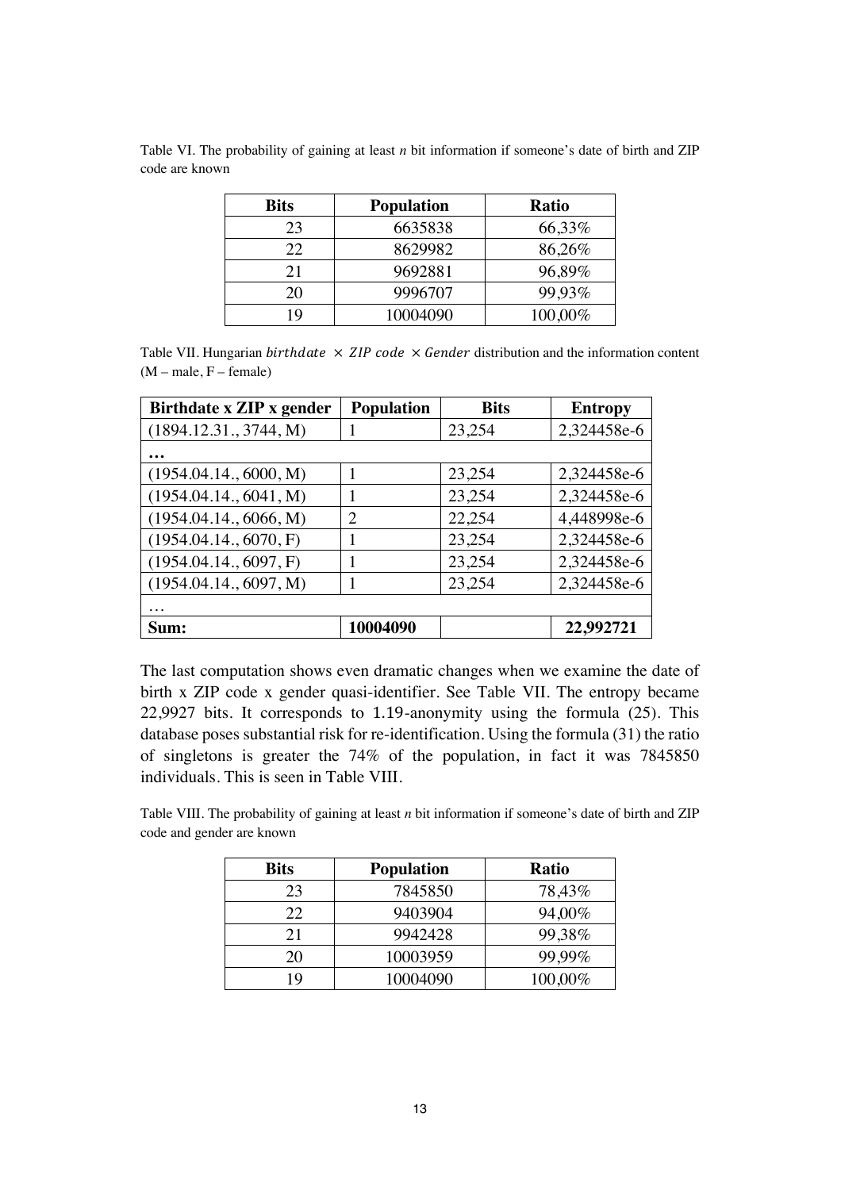Table VI. The probability of gaining at least *n* bit information if someone's date of birth and ZIP code are known

| Bits | Population | Ratio |
|---|---|---|
| 23 | 6635838 | 66,33% |
| 22 | 8629982 | 86,26% |
| 21 | 9692881 | 96,89% |
| 20 | 9996707 | 99,93% |
| 19 | 10004090 | 100,00% |

Table VII. Hungarian $birthdate \times ZIP\ code \times Gender$ distribution and the information content (M – male, F – female)

| Birthdate x ZIP x gender | Population | Bits | Entropy |
|---|---|---|---|
| (1894.12.31., 3744, M) | 1 | 23,254 | 2,324458e-6 |
| **…** | | | |
| (1954.04.14., 6000, M) | 1 | 23,254 | 2,324458e-6 |
| (1954.04.14., 6041, M) | 1 | 23,254 | 2,324458e-6 |
| (1954.04.14., 6066, M) | 2 | 22,254 | 4,448998e-6 |
| (1954.04.14., 6070, F) | 1 | 23,254 | 2,324458e-6 |
| (1954.04.14., 6097, F) | 1 | 23,254 | 2,324458e-6 |
| (1954.04.14., 6097, M) | 1 | 23,254 | 2,324458e-6 |
| … | | | |
| **Sum:** | **10004090** | | **22,992721** |

The last computation shows even dramatic changes when we examine the date of birth x ZIP code x gender quasi-identifier. See Table VII. The entropy became 22,9927 bits. It corresponds to 1.19-anonymity using the formula (25). This database poses substantial risk for re-identification. Using the formula (31) the ratio of singletons is greater the 74% of the population, in fact it was 7845850 individuals. This is seen in Table VIII.

Table VIII. The probability of gaining at least *n* bit information if someone's date of birth and ZIP code and gender are known

| Bits | Population | Ratio |
|---|---|---|
| 23 | 7845850 | 78,43% |
| 22 | 9403904 | 94,00% |
| 21 | 9942428 | 99,38% |
| 20 | 10003959 | 99,99% |
| 19 | 10004090 | 100,00% |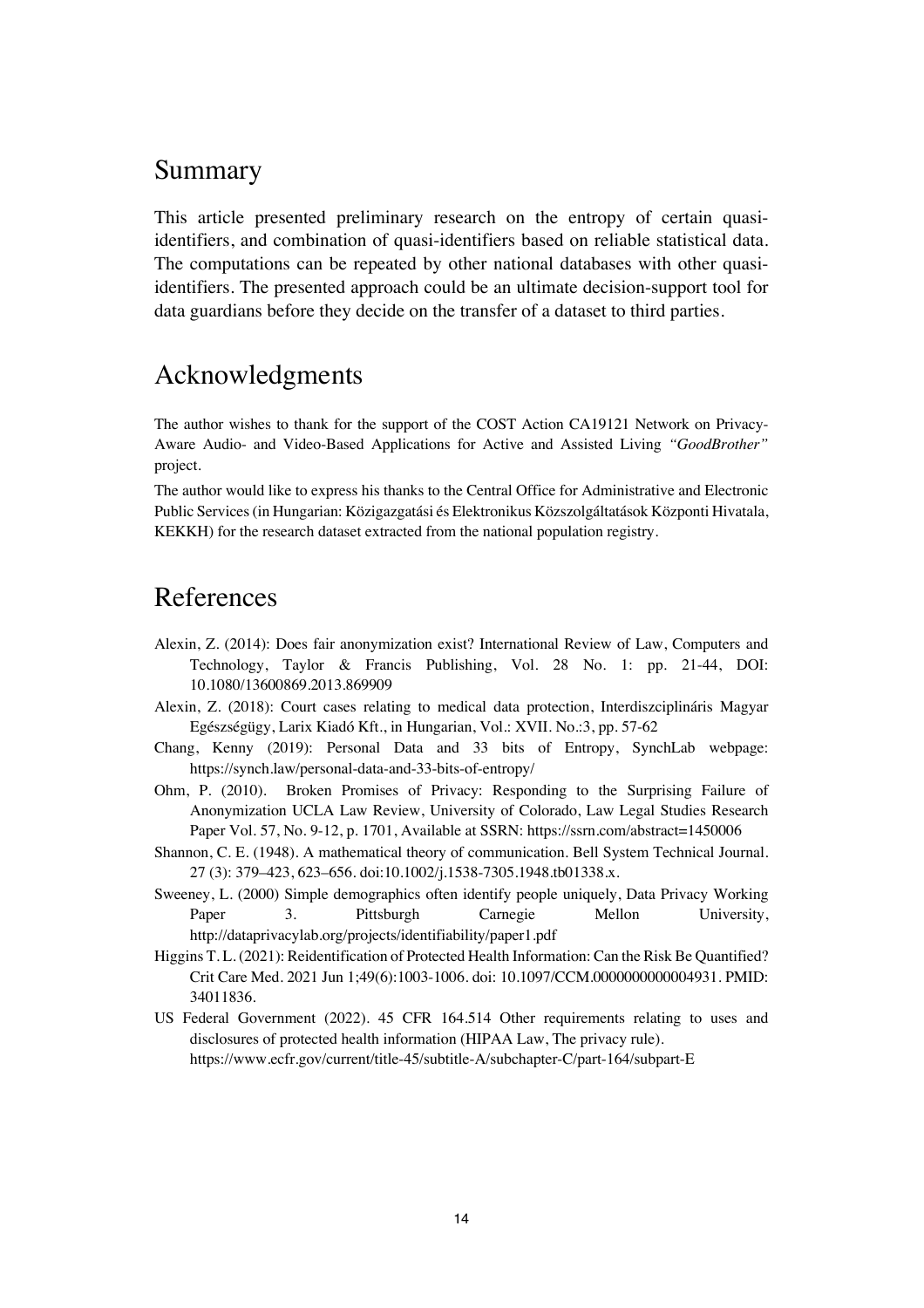## Summary

This article presented preliminary research on the entropy of certain quasi-identifiers, and combination of quasi-identifiers based on reliable statistical data. The computations can be repeated by other national databases with other quasi-identifiers. The presented approach could be an ultimate decision-support tool for data guardians before they decide on the transfer of a dataset to third parties.

## Acknowledgments

The author wishes to thank for the support of the COST Action CA19121 Network on Privacy-Aware Audio- and Video-Based Applications for Active and Assisted Living *"GoodBrother"* project.

The author would like to express his thanks to the Central Office for Administrative and Electronic Public Services (in Hungarian: Közigazgatási és Elektronikus Közszolgáltatások Központi Hivatala, KEKKH) for the research dataset extracted from the national population registry.

## References

Alexin, Z. (2014): Does fair anonymization exist? International Review of Law, Computers and Technology, Taylor & Francis Publishing, Vol. 28 No. 1: pp. 21-44, DOI: 10.1080/13600869.2013.869909

Alexin, Z. (2018): Court cases relating to medical data protection, Interdiszciplináris Magyar Egészségügy, Larix Kiadó Kft., in Hungarian, Vol.: XVII. No.:3, pp. 57-62

Chang, Kenny (2019): Personal Data and 33 bits of Entropy, SynchLab webpage: https://synch.law/personal-data-and-33-bits-of-entropy/

Ohm, P. (2010). Broken Promises of Privacy: Responding to the Surprising Failure of Anonymization UCLA Law Review, University of Colorado, Law Legal Studies Research Paper Vol. 57, No. 9-12, p. 1701, Available at SSRN: https://ssrn.com/abstract=1450006

Shannon, C. E. (1948). A mathematical theory of communication. Bell System Technical Journal. 27 (3): 379–423, 623–656. doi:10.1002/j.1538-7305.1948.tb01338.x.

Sweeney, L. (2000) Simple demographics often identify people uniquely, Data Privacy Working Paper 3. Pittsburgh Carnegie Mellon University, http://dataprivacylab.org/projects/identifiability/paper1.pdf

Higgins T. L. (2021): Reidentification of Protected Health Information: Can the Risk Be Quantified? Crit Care Med. 2021 Jun 1;49(6):1003-1006. doi: 10.1097/CCM.0000000000004931. PMID: 34011836.

US Federal Government (2022). 45 CFR 164.514 Other requirements relating to uses and disclosures of protected health information (HIPAA Law, The privacy rule). https://www.ecfr.gov/current/title-45/subtitle-A/subchapter-C/part-164/subpart-E